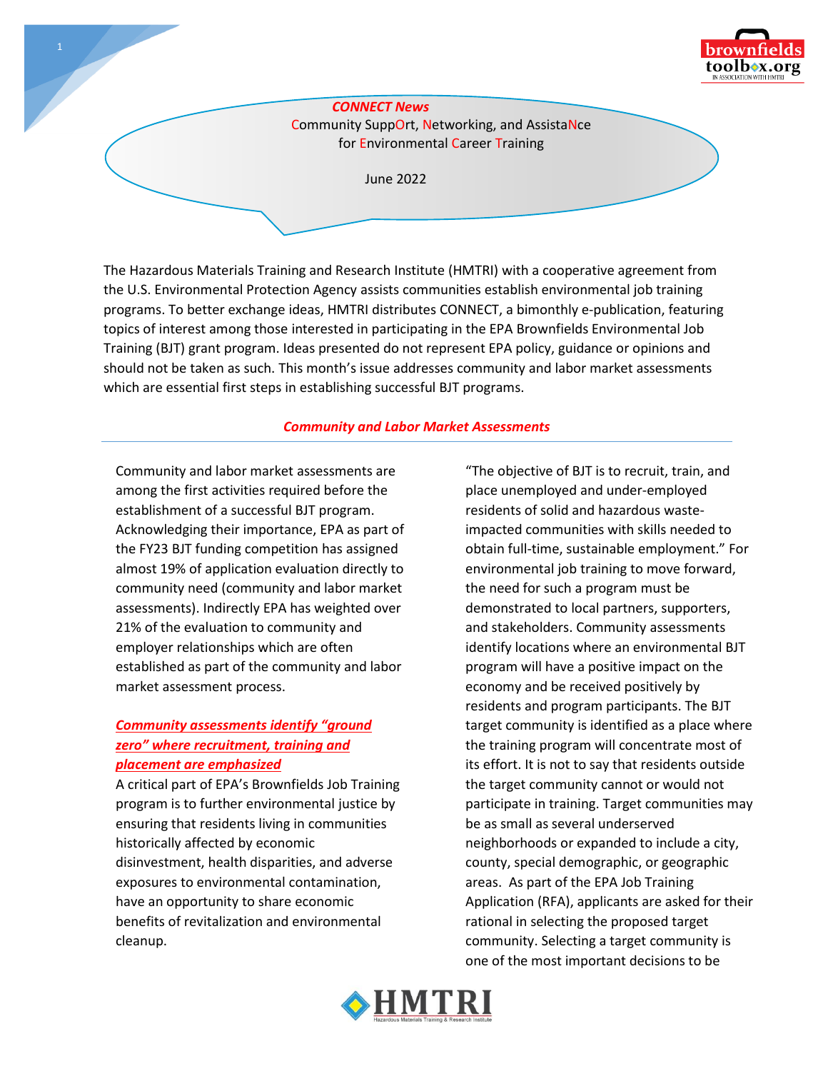# *CONNECT News*

Community SuppOrt, Networking, and AssistaNce for Environmental Career Training

June 2022

The Hazardous Materials Training and Research Institute (HMTRI) with a cooperative agreement from the U.S. Environmental Protection Agency assists communities establish environmental job training programs. To better exchange ideas, HMTRI distributes CONNECT, a bimonthly e-publication, featuring topics of interest among those interested in participating in the EPA Brownfields Environmental Job Training (BJT) grant program. Ideas presented do not represent EPA policy, guidance or opinions and should not be taken as such. This month's issue addresses community and labor market assessments which are essential first steps in establishing successful BJT programs.

## *Community and Labor Market Assessments*

Community and labor market assessments are among the first activities required before the establishment of a successful BJT program. Acknowledging their importance, EPA as part of the FY23 BJT funding competition has assigned almost 19% of application evaluation directly to community need (community and labor market assessments). Indirectly EPA has weighted over 21% of the evaluation to community and employer relationships which are often established as part of the community and labor market assessment process.

### ***Community assessments identify "ground zero" where recruitment, training and placement are emphasized***

A critical part of EPA's Brownfields Job Training program is to further environmental justice by ensuring that residents living in communities historically affected by economic disinvestment, health disparities, and adverse exposures to environmental contamination, have an opportunity to share economic benefits of revitalization and environmental cleanup.

"The objective of BJT is to recruit, train, and place unemployed and under-employed residents of solid and hazardous waste-impacted communities with skills needed to obtain full-time, sustainable employment." For environmental job training to move forward, the need for such a program must be demonstrated to local partners, supporters, and stakeholders. Community assessments identify locations where an environmental BJT program will have a positive impact on the economy and be received positively by residents and program participants. The BJT target community is identified as a place where the training program will concentrate most of its effort. It is not to say that residents outside the target community cannot or would not participate in training. Target communities may be as small as several underserved neighborhoods or expanded to include a city, county, special demographic, or geographic areas. As part of the EPA Job Training Application (RFA), applicants are asked for their rational in selecting the proposed target community. Selecting a target community is one of the most important decisions to be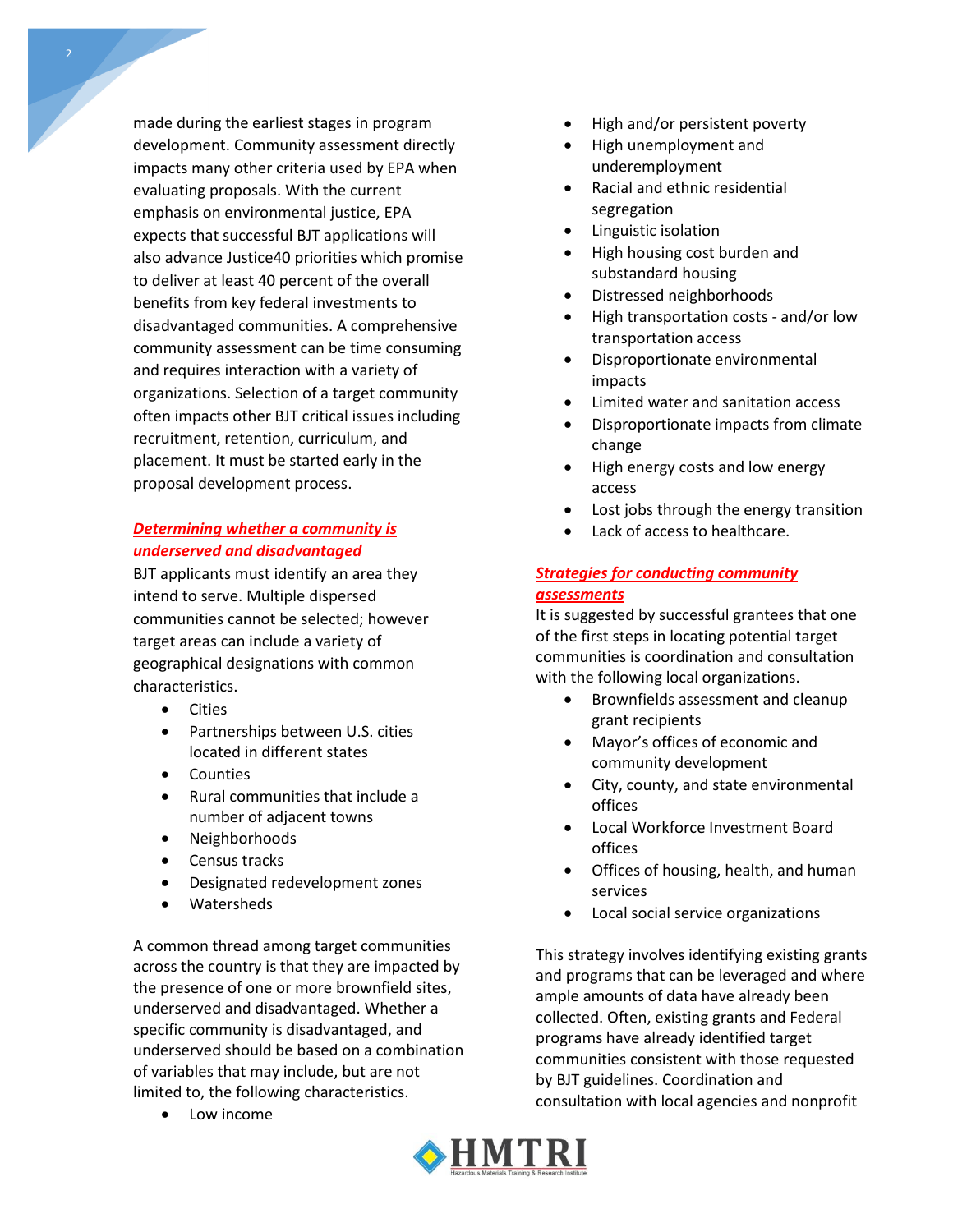made during the earliest stages in program development. Community assessment directly impacts many other criteria used by EPA when evaluating proposals. With the current emphasis on environmental justice, EPA expects that successful BJT applications will also advance Justice40 priorities which promise to deliver at least 40 percent of the overall benefits from key federal investments to disadvantaged communities. A comprehensive community assessment can be time consuming and requires interaction with a variety of organizations. Selection of a target community often impacts other BJT critical issues including recruitment, retention, curriculum, and placement. It must be started early in the proposal development process.

***Determining whether a community is underserved and disadvantaged***

BJT applicants must identify an area they intend to serve. Multiple dispersed communities cannot be selected; however target areas can include a variety of geographical designations with common characteristics.

- Cities
- Partnerships between U.S. cities located in different states
- Counties
- Rural communities that include a number of adjacent towns
- Neighborhoods
- Census tracks
- Designated redevelopment zones
- Watersheds

A common thread among target communities across the country is that they are impacted by the presence of one or more brownfield sites, underserved and disadvantaged. Whether a specific community is disadvantaged, and underserved should be based on a combination of variables that may include, but are not limited to, the following characteristics.

- Low income
- High and/or persistent poverty
- High unemployment and underemployment
- Racial and ethnic residential segregation
- Linguistic isolation
- High housing cost burden and substandard housing
- Distressed neighborhoods
- High transportation costs - and/or low transportation access
- Disproportionate environmental impacts
- Limited water and sanitation access
- Disproportionate impacts from climate change
- High energy costs and low energy access
- Lost jobs through the energy transition
- Lack of access to healthcare.

***Strategies for conducting community assessments***

It is suggested by successful grantees that one of the first steps in locating potential target communities is coordination and consultation with the following local organizations.

- Brownfields assessment and cleanup grant recipients
- Mayor's offices of economic and community development
- City, county, and state environmental offices
- Local Workforce Investment Board offices
- Offices of housing, health, and human services
- Local social service organizations

This strategy involves identifying existing grants and programs that can be leveraged and where ample amounts of data have already been collected. Often, existing grants and Federal programs have already identified target communities consistent with those requested by BJT guidelines. Coordination and consultation with local agencies and nonprofit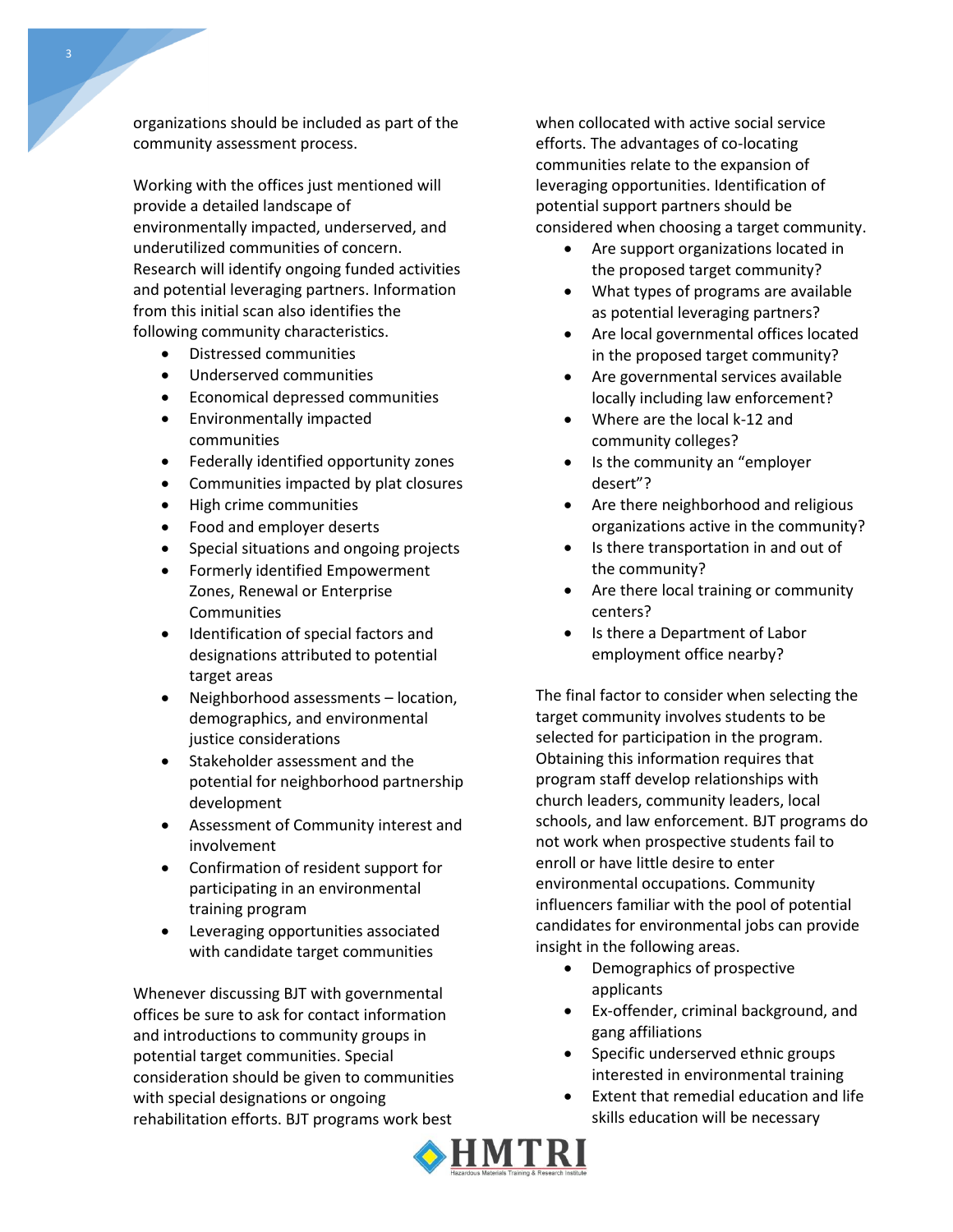organizations should be included as part of the community assessment process.

Working with the offices just mentioned will provide a detailed landscape of environmentally impacted, underserved, and underutilized communities of concern. Research will identify ongoing funded activities and potential leveraging partners. Information from this initial scan also identifies the following community characteristics.

- Distressed communities
- Underserved communities
- Economical depressed communities
- Environmentally impacted communities
- Federally identified opportunity zones
- Communities impacted by plat closures
- High crime communities
- Food and employer deserts
- Special situations and ongoing projects
- Formerly identified Empowerment Zones, Renewal or Enterprise Communities
- Identification of special factors and designations attributed to potential target areas
- Neighborhood assessments – location, demographics, and environmental justice considerations
- Stakeholder assessment and the potential for neighborhood partnership development
- Assessment of Community interest and involvement
- Confirmation of resident support for participating in an environmental training program
- Leveraging opportunities associated with candidate target communities

Whenever discussing BJT with governmental offices be sure to ask for contact information and introductions to community groups in potential target communities. Special consideration should be given to communities with special designations or ongoing rehabilitation efforts. BJT programs work best when collocated with active social service efforts. The advantages of co-locating communities relate to the expansion of leveraging opportunities. Identification of potential support partners should be considered when choosing a target community.

- Are support organizations located in the proposed target community?
- What types of programs are available as potential leveraging partners?
- Are local governmental offices located in the proposed target community?
- Are governmental services available locally including law enforcement?
- Where are the local k-12 and community colleges?
- Is the community an "employer desert"?
- Are there neighborhood and religious organizations active in the community?
- Is there transportation in and out of the community?
- Are there local training or community centers?
- Is there a Department of Labor employment office nearby?

The final factor to consider when selecting the target community involves students to be selected for participation in the program. Obtaining this information requires that program staff develop relationships with church leaders, community leaders, local schools, and law enforcement. BJT programs do not work when prospective students fail to enroll or have little desire to enter environmental occupations. Community influencers familiar with the pool of potential candidates for environmental jobs can provide insight in the following areas.

- Demographics of prospective applicants
- Ex-offender, criminal background, and gang affiliations
- Specific underserved ethnic groups interested in environmental training
- Extent that remedial education and life skills education will be necessary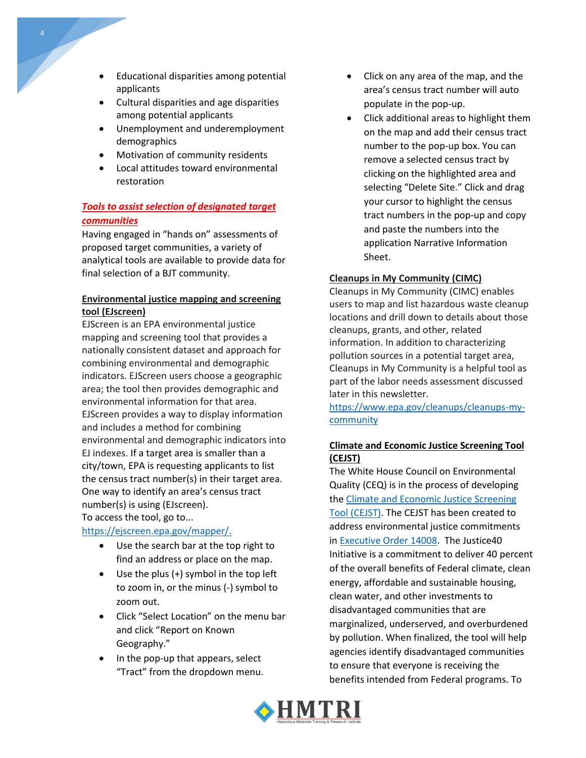- Educational disparities among potential applicants
- Cultural disparities and age disparities among potential applicants
- Unemployment and underemployment demographics
- Motivation of community residents
- Local attitudes toward environmental restoration

***Tools to assist selection of designated target communities***

Having engaged in "hands on" assessments of proposed target communities, a variety of analytical tools are available to provide data for final selection of a BJT community.

**Environmental justice mapping and screening tool (EJscreen)**

EJScreen is an EPA environmental justice mapping and screening tool that provides a nationally consistent dataset and approach for combining environmental and demographic indicators. EJScreen users choose a geographic area; the tool then provides demographic and environmental information for that area. EJScreen provides a way to display information and includes a method for combining environmental and demographic indicators into EJ indexes. If a target area is smaller than a city/town, EPA is requesting applicants to list the census tract number(s) in their target area. One way to identify an area's census tract number(s) is using (EJscreen).
To access the tool, go to...
https://ejscreen.epa.gov/mapper/.

- Use the search bar at the top right to find an address or place on the map.
- Use the plus (+) symbol in the top left to zoom in, or the minus (-) symbol to zoom out.
- Click "Select Location" on the menu bar and click "Report on Known Geography."
- In the pop-up that appears, select "Tract" from the dropdown menu.
- Click on any area of the map, and the area's census tract number will auto populate in the pop-up.
- Click additional areas to highlight them on the map and add their census tract number to the pop-up box. You can remove a selected census tract by clicking on the highlighted area and selecting "Delete Site." Click and drag your cursor to highlight the census tract numbers in the pop-up and copy and paste the numbers into the application Narrative Information Sheet.

**Cleanups in My Community (CIMC)**

Cleanups in My Community (CIMC) enables users to map and list hazardous waste cleanup locations and drill down to details about those cleanups, grants, and other, related information. In addition to characterizing pollution sources in a potential target area, Cleanups in My Community is a helpful tool as part of the labor needs assessment discussed later in this newsletter.
https://www.epa.gov/cleanups/cleanups-my-community

**Climate and Economic Justice Screening Tool (CEJST)**

The White House Council on Environmental Quality (CEQ) is in the process of developing the Climate and Economic Justice Screening Tool (CEJST). The CEJST has been created to address environmental justice commitments in Executive Order 14008. The Justice40 Initiative is a commitment to deliver 40 percent of the overall benefits of Federal climate, clean energy, affordable and sustainable housing, clean water, and other investments to disadvantaged communities that are marginalized, underserved, and overburdened by pollution. When finalized, the tool will help agencies identify disadvantaged communities to ensure that everyone is receiving the benefits intended from Federal programs. To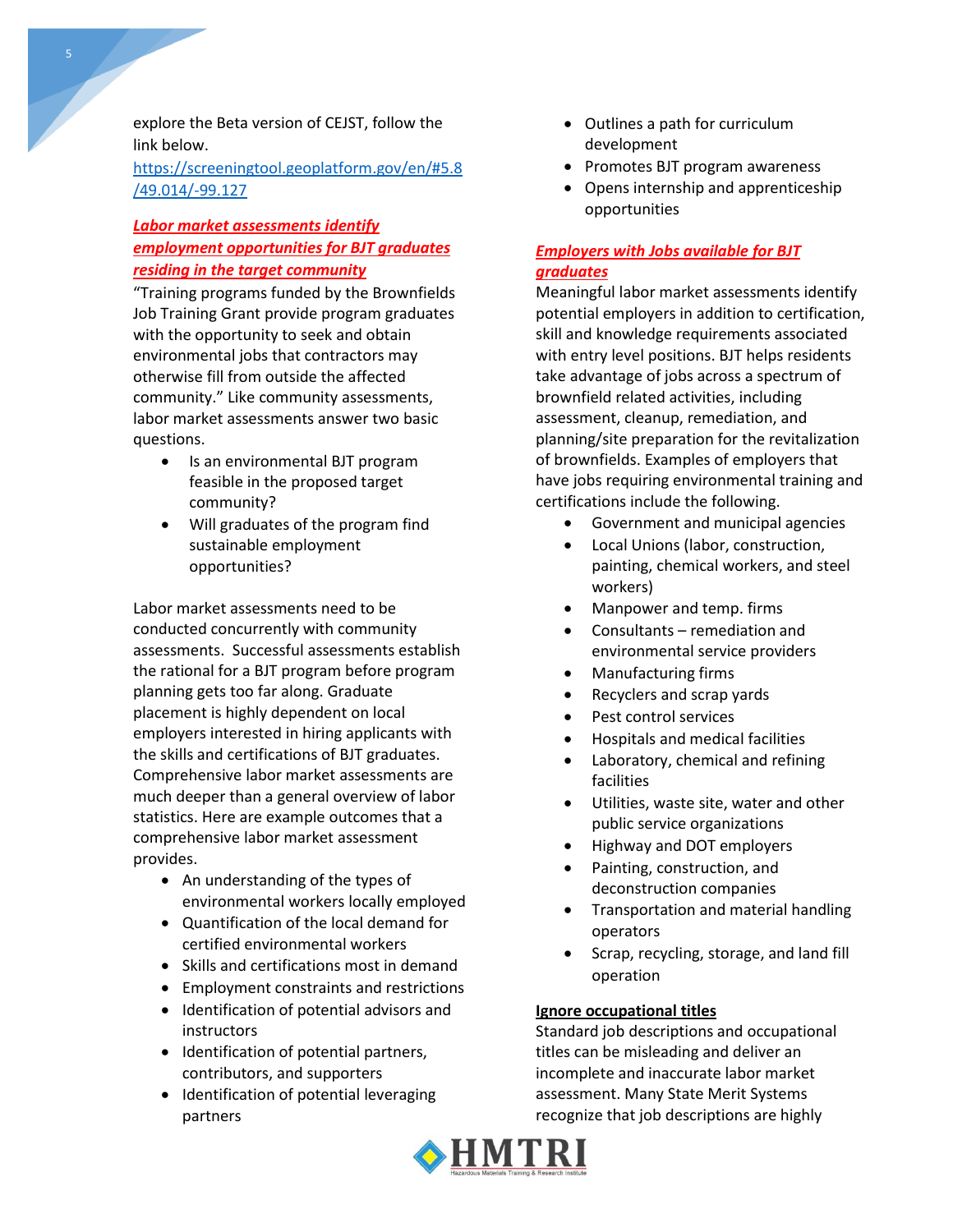explore the Beta version of CEJST, follow the link below.
https://screeningtool.geoplatform.gov/en/#5.8/49.014/-99.127

### ***Labor market assessments identify employment opportunities for BJT graduates residing in the target community***

"Training programs funded by the Brownfields Job Training Grant provide program graduates with the opportunity to seek and obtain environmental jobs that contractors may otherwise fill from outside the affected community." Like community assessments, labor market assessments answer two basic questions.

- Is an environmental BJT program feasible in the proposed target community?
- Will graduates of the program find sustainable employment opportunities?

Labor market assessments need to be conducted concurrently with community assessments. Successful assessments establish the rational for a BJT program before program planning gets too far along. Graduate placement is highly dependent on local employers interested in hiring applicants with the skills and certifications of BJT graduates. Comprehensive labor market assessments are much deeper than a general overview of labor statistics. Here are example outcomes that a comprehensive labor market assessment provides.

- An understanding of the types of environmental workers locally employed
- Quantification of the local demand for certified environmental workers
- Skills and certifications most in demand
- Employment constraints and restrictions
- Identification of potential advisors and instructors
- Identification of potential partners, contributors, and supporters
- Identification of potential leveraging partners
- Outlines a path for curriculum development
- Promotes BJT program awareness
- Opens internship and apprenticeship opportunities

### ***Employers with Jobs available for BJT graduates***

Meaningful labor market assessments identify potential employers in addition to certification, skill and knowledge requirements associated with entry level positions. BJT helps residents take advantage of jobs across a spectrum of brownfield related activities, including assessment, cleanup, remediation, and planning/site preparation for the revitalization of brownfields. Examples of employers that have jobs requiring environmental training and certifications include the following.

- Government and municipal agencies
- Local Unions (labor, construction, painting, chemical workers, and steel workers)
- Manpower and temp. firms
- Consultants – remediation and environmental service providers
- Manufacturing firms
- Recyclers and scrap yards
- Pest control services
- Hospitals and medical facilities
- Laboratory, chemical and refining facilities
- Utilities, waste site, water and other public service organizations
- Highway and DOT employers
- Painting, construction, and deconstruction companies
- Transportation and material handling operators
- Scrap, recycling, storage, and land fill operation

### **Ignore occupational titles**

Standard job descriptions and occupational titles can be misleading and deliver an incomplete and inaccurate labor market assessment. Many State Merit Systems recognize that job descriptions are highly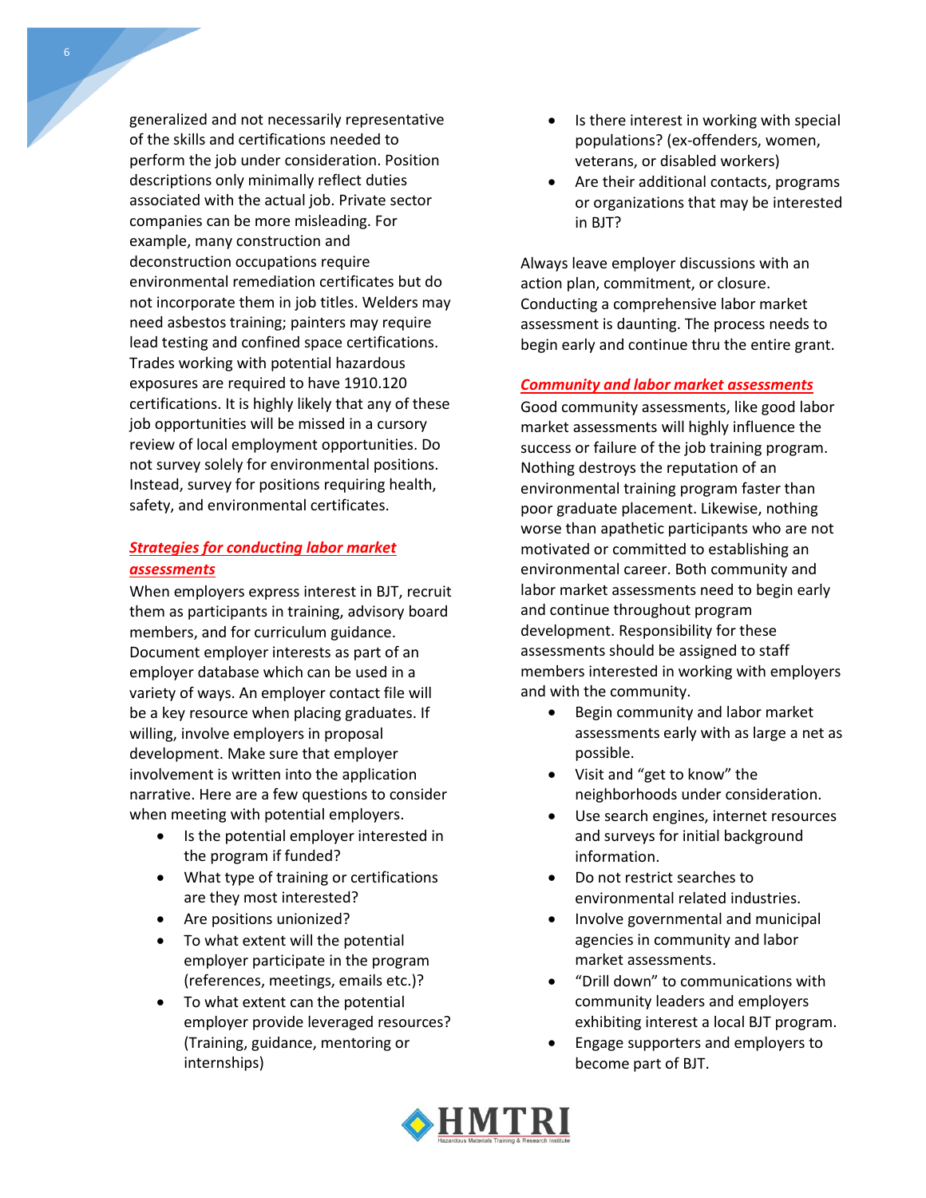generalized and not necessarily representative of the skills and certifications needed to perform the job under consideration. Position descriptions only minimally reflect duties associated with the actual job. Private sector companies can be more misleading. For example, many construction and deconstruction occupations require environmental remediation certificates but do not incorporate them in job titles. Welders may need asbestos training; painters may require lead testing and confined space certifications. Trades working with potential hazardous exposures are required to have 1910.120 certifications. It is highly likely that any of these job opportunities will be missed in a cursory review of local employment opportunities. Do not survey solely for environmental positions. Instead, survey for positions requiring health, safety, and environmental certificates.

### ***Strategies for conducting labor market assessments***

When employers express interest in BJT, recruit them as participants in training, advisory board members, and for curriculum guidance. Document employer interests as part of an employer database which can be used in a variety of ways. An employer contact file will be a key resource when placing graduates. If willing, involve employers in proposal development. Make sure that employer involvement is written into the application narrative. Here are a few questions to consider when meeting with potential employers.

- Is the potential employer interested in the program if funded?
- What type of training or certifications are they most interested?
- Are positions unionized?
- To what extent will the potential employer participate in the program (references, meetings, emails etc.)?
- To what extent can the potential employer provide leveraged resources? (Training, guidance, mentoring or internships)
- Is there interest in working with special populations? (ex-offenders, women, veterans, or disabled workers)
- Are their additional contacts, programs or organizations that may be interested in BJT?

Always leave employer discussions with an action plan, commitment, or closure. Conducting a comprehensive labor market assessment is daunting. The process needs to begin early and continue thru the entire grant.

### ***Community and labor market assessments***

Good community assessments, like good labor market assessments will highly influence the success or failure of the job training program. Nothing destroys the reputation of an environmental training program faster than poor graduate placement. Likewise, nothing worse than apathetic participants who are not motivated or committed to establishing an environmental career. Both community and labor market assessments need to begin early and continue throughout program development. Responsibility for these assessments should be assigned to staff members interested in working with employers and with the community.

- Begin community and labor market assessments early with as large a net as possible.
- Visit and "get to know" the neighborhoods under consideration.
- Use search engines, internet resources and surveys for initial background information.
- Do not restrict searches to environmental related industries.
- Involve governmental and municipal agencies in community and labor market assessments.
- "Drill down" to communications with community leaders and employers exhibiting interest a local BJT program.
- Engage supporters and employers to become part of BJT.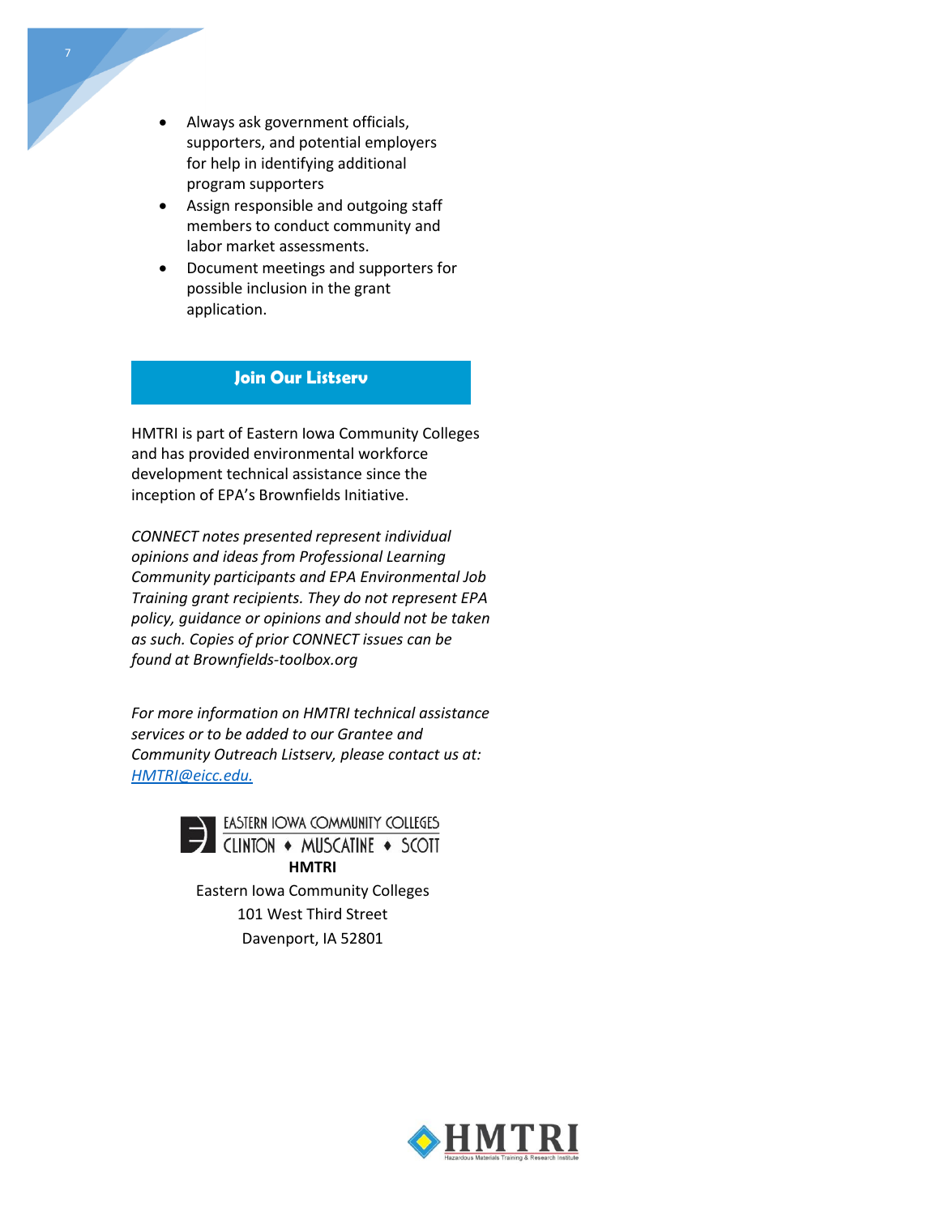- Always ask government officials, supporters, and potential employers for help in identifying additional program supporters
- Assign responsible and outgoing staff members to conduct community and labor market assessments.
- Document meetings and supporters for possible inclusion in the grant application.

## Join Our Listserv

HMTRI is part of Eastern Iowa Community Colleges and has provided environmental workforce development technical assistance since the inception of EPA's Brownfields Initiative.

*CONNECT notes presented represent individual opinions and ideas from Professional Learning Community participants and EPA Environmental Job Training grant recipients. They do not represent EPA policy, guidance or opinions and should not be taken as such. Copies of prior CONNECT issues can be found at Brownfields-toolbox.org*

*For more information on HMTRI technical assistance services or to be added to our Grantee and Community Outreach Listserv, please contact us at: [HMTRI@eicc.edu.](mailto:HMTRI@eicc.edu)*

EASTERN IOWA COMMUNITY COLLEGES
CLINTON ♦ MUSCATINE ♦ SCOTT

**HMTRI**
Eastern Iowa Community Colleges
101 West Third Street
Davenport, IA 52801

HMTRI
Hazardous Materials Training & Research Institute